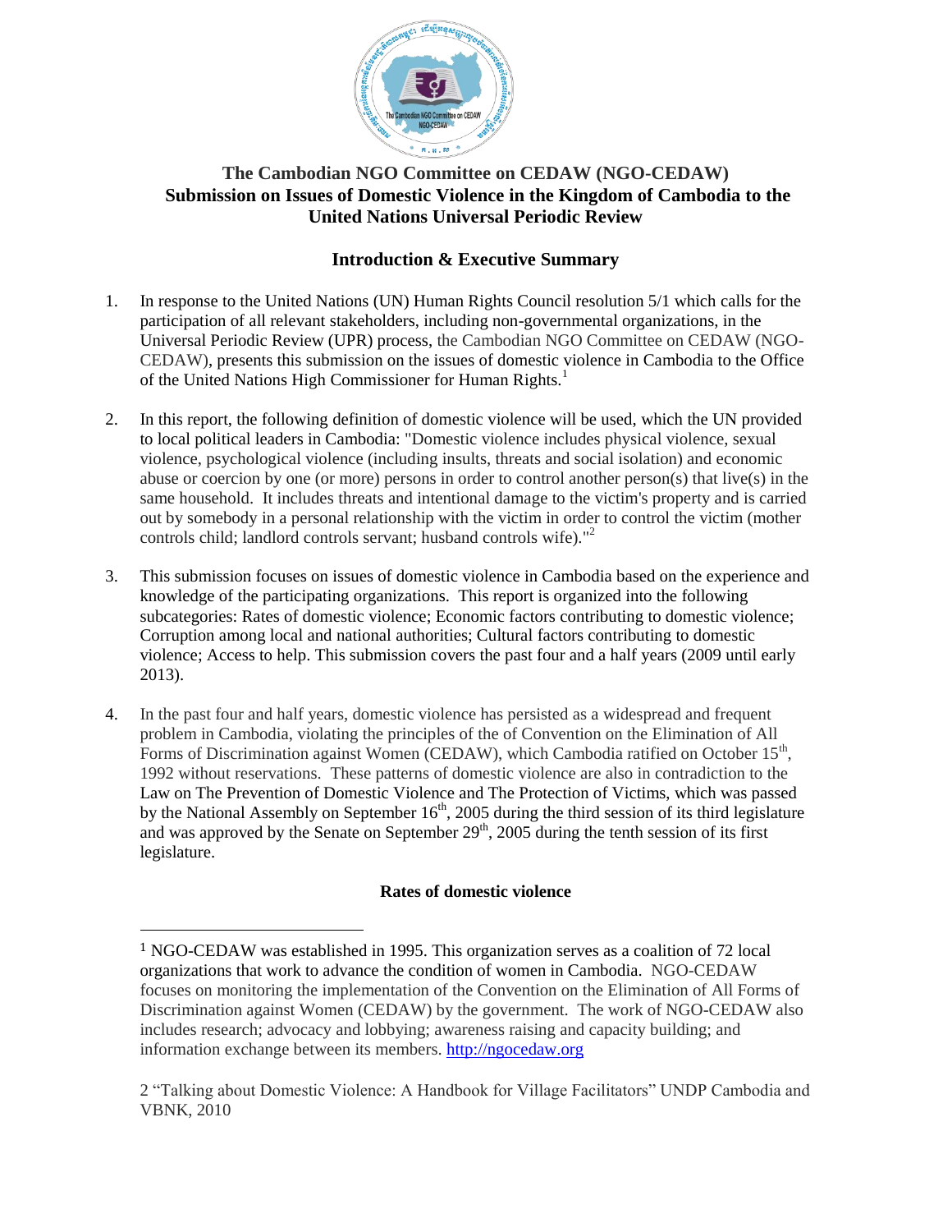# The Cambodian NGO Committee on CEDAW (NGO-CEDAW) Submission on Issues of Domestic Violence in the Kingdom of Cambodia to the United Nations Universal Periodic Review

## Introduction & Executive Summary

1. In response to the United Nations (UN) Human Rights Council resolution 5/1 which calls for the participation of all relevant stakeholders, including non-governmental organizations, in the Universal Periodic Review (UPR) process, the Cambodian NGO Committee on CEDAW (NGO-CEDAW), presents this submission on the issues of domestic violence in Cambodia to the Office of the United Nations High Commissioner for Human Rights.[1]

2. In this report, the following definition of domestic violence will be used, which the UN provided to local political leaders in Cambodia: "Domestic violence includes physical violence, sexual violence, psychological violence (including insults, threats and social isolation) and economic abuse or coercion by one (or more) persons in order to control another person(s) that live(s) in the same household. It includes threats and intentional damage to the victim's property and is carried out by somebody in a personal relationship with the victim in order to control the victim (mother controls child; landlord controls servant; husband controls wife)."[2]

3. This submission focuses on issues of domestic violence in Cambodia based on the experience and knowledge of the participating organizations. This report is organized into the following subcategories: Rates of domestic violence; Economic factors contributing to domestic violence; Corruption among local and national authorities; Cultural factors contributing to domestic violence; Access to help. This submission covers the past four and a half years (2009 until early 2013).

4. In the past four and half years, domestic violence has persisted as a widespread and frequent problem in Cambodia, violating the principles of the of Convention on the Elimination of All Forms of Discrimination against Women (CEDAW), which Cambodia ratified on October 15th, 1992 without reservations. These patterns of domestic violence are also in contradiction to the Law on The Prevention of Domestic Violence and The Protection of Victims, which was passed by the National Assembly on September 16th, 2005 during the third session of its third legislature and was approved by the Senate on September 29th, 2005 during the tenth session of its first legislature.

### Rates of domestic violence

---

[1] NGO-CEDAW was established in 1995. This organization serves as a coalition of 72 local organizations that work to advance the condition of women in Cambodia. NGO-CEDAW focuses on monitoring the implementation of the Convention on the Elimination of All Forms of Discrimination against Women (CEDAW) by the government. The work of NGO-CEDAW also includes research; advocacy and lobbying; awareness raising and capacity building; and information exchange between its members. http://ngocedaw.org

[2] "Talking about Domestic Violence: A Handbook for Village Facilitators" UNDP Cambodia and VBNK, 2010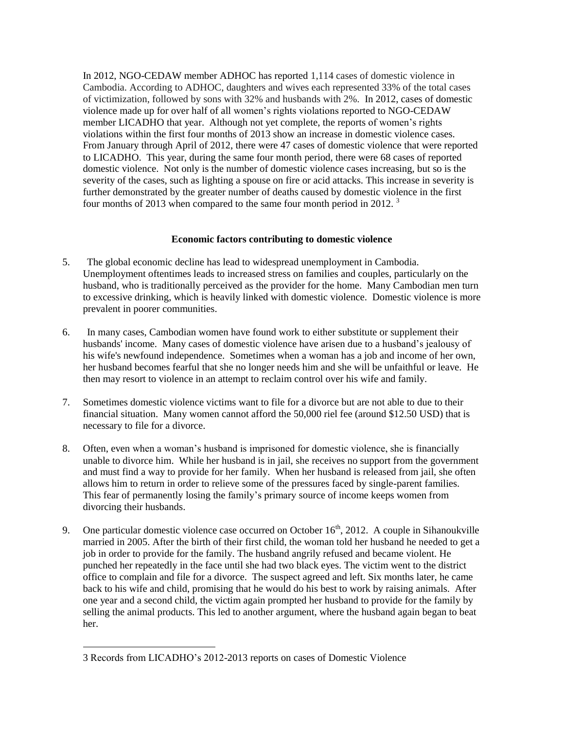In 2012, NGO-CEDAW member ADHOC has reported 1,114 cases of domestic violence in Cambodia. According to ADHOC, daughters and wives each represented 33% of the total cases of victimization, followed by sons with 32% and husbands with 2%. In 2012, cases of domestic violence made up for over half of all women's rights violations reported to NGO-CEDAW member LICADHO that year. Although not yet complete, the reports of women's rights violations within the first four months of 2013 show an increase in domestic violence cases. From January through April of 2012, there were 47 cases of domestic violence that were reported to LICADHO. This year, during the same four month period, there were 68 cases of reported domestic violence. Not only is the number of domestic violence cases increasing, but so is the severity of the cases, such as lighting a spouse on fire or acid attacks. This increase in severity is further demonstrated by the greater number of deaths caused by domestic violence in the first four months of 2013 when compared to the same four month period in 2012. [3]

**Economic factors contributing to domestic violence**

5. The global economic decline has lead to widespread unemployment in Cambodia. Unemployment oftentimes leads to increased stress on families and couples, particularly on the husband, who is traditionally perceived as the provider for the home. Many Cambodian men turn to excessive drinking, which is heavily linked with domestic violence. Domestic violence is more prevalent in poorer communities.

6. In many cases, Cambodian women have found work to either substitute or supplement their husbands' income. Many cases of domestic violence have arisen due to a husband's jealousy of his wife's newfound independence. Sometimes when a woman has a job and income of her own, her husband becomes fearful that she no longer needs him and she will be unfaithful or leave. He then may resort to violence in an attempt to reclaim control over his wife and family.

7. Sometimes domestic violence victims want to file for a divorce but are not able to due to their financial situation. Many women cannot afford the 50,000 riel fee (around $12.50 USD) that is necessary to file for a divorce.

8. Often, even when a woman's husband is imprisoned for domestic violence, she is financially unable to divorce him. While her husband is in jail, she receives no support from the government and must find a way to provide for her family. When her husband is released from jail, she often allows him to return in order to relieve some of the pressures faced by single-parent families. This fear of permanently losing the family's primary source of income keeps women from divorcing their husbands.

9. One particular domestic violence case occurred on October 16th, 2012. A couple in Sihanoukville married in 2005. After the birth of their first child, the woman told her husband he needed to get a job in order to provide for the family. The husband angrily refused and became violent. He punched her repeatedly in the face until she had two black eyes. The victim went to the district office to complain and file for a divorce. The suspect agreed and left. Six months later, he came back to his wife and child, promising that he would do his best to work by raising animals. After one year and a second child, the victim again prompted her husband to provide for the family by selling the animal products. This led to another argument, where the husband again began to beat her.

---

3 Records from LICADHO's 2012-2013 reports on cases of Domestic Violence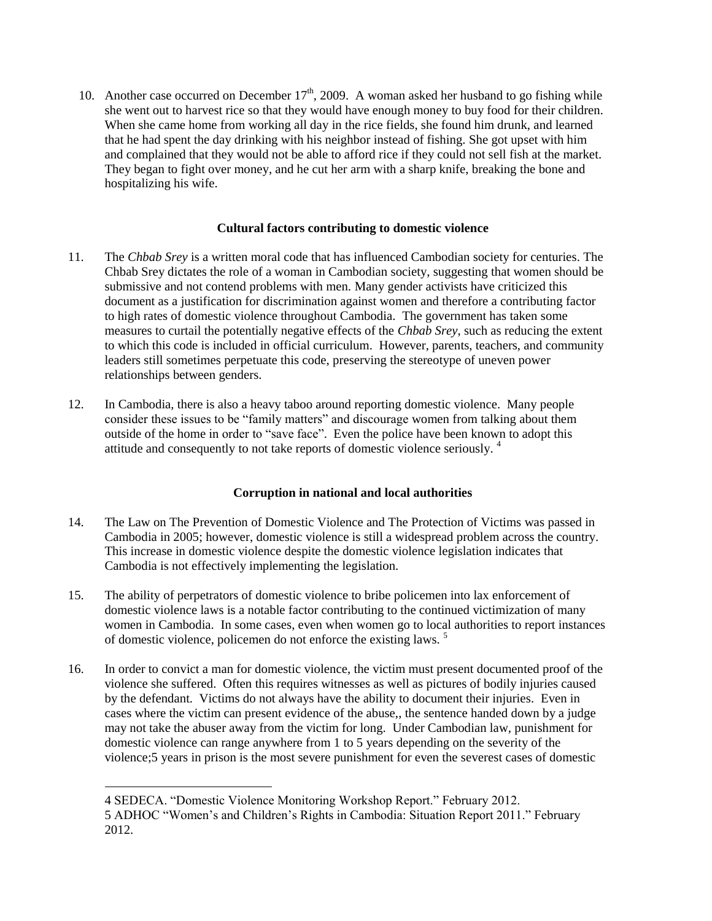10. Another case occurred on December 17th, 2009. A woman asked her husband to go fishing while she went out to harvest rice so that they would have enough money to buy food for their children. When she came home from working all day in the rice fields, she found him drunk, and learned that he had spent the day drinking with his neighbor instead of fishing. She got upset with him and complained that they would not be able to afford rice if they could not sell fish at the market. They began to fight over money, and he cut her arm with a sharp knife, breaking the bone and hospitalizing his wife.

### Cultural factors contributing to domestic violence

11. The *Chbab Srey* is a written moral code that has influenced Cambodian society for centuries. The Chbab Srey dictates the role of a woman in Cambodian society, suggesting that women should be submissive and not contend problems with men. Many gender activists have criticized this document as a justification for discrimination against women and therefore a contributing factor to high rates of domestic violence throughout Cambodia. The government has taken some measures to curtail the potentially negative effects of the *Chbab Srey*, such as reducing the extent to which this code is included in official curriculum. However, parents, teachers, and community leaders still sometimes perpetuate this code, preserving the stereotype of uneven power relationships between genders.

12. In Cambodia, there is also a heavy taboo around reporting domestic violence. Many people consider these issues to be "family matters" and discourage women from talking about them outside of the home in order to "save face". Even the police have been known to adopt this attitude and consequently to not take reports of domestic violence seriously. [4]

### Corruption in national and local authorities

14. The Law on The Prevention of Domestic Violence and The Protection of Victims was passed in Cambodia in 2005; however, domestic violence is still a widespread problem across the country. This increase in domestic violence despite the domestic violence legislation indicates that Cambodia is not effectively implementing the legislation.

15. The ability of perpetrators of domestic violence to bribe policemen into lax enforcement of domestic violence laws is a notable factor contributing to the continued victimization of many women in Cambodia. In some cases, even when women go to local authorities to report instances of domestic violence, policemen do not enforce the existing laws. [5]

16. In order to convict a man for domestic violence, the victim must present documented proof of the violence she suffered. Often this requires witnesses as well as pictures of bodily injuries caused by the defendant. Victims do not always have the ability to document their injuries. Even in cases where the victim can present evidence of the abuse,, the sentence handed down by a judge may not take the abuser away from the victim for long. Under Cambodian law, punishment for domestic violence can range anywhere from 1 to 5 years depending on the severity of the violence;5 years in prison is the most severe punishment for even the severest cases of domestic

---

4 SEDECA. "Domestic Violence Monitoring Workshop Report." February 2012.

5 ADHOC "Women's and Children's Rights in Cambodia: Situation Report 2011." February 2012.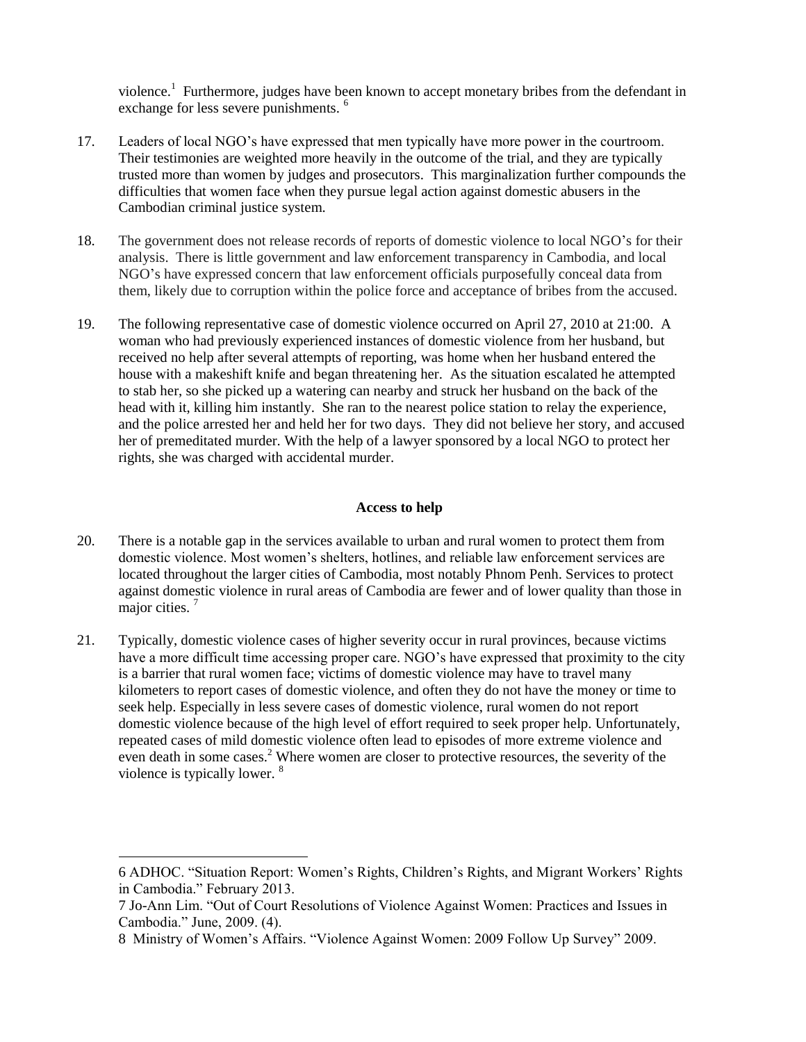violence.[1] Furthermore, judges have been known to accept monetary bribes from the defendant in exchange for less severe punishments.[6]

17. Leaders of local NGO's have expressed that men typically have more power in the courtroom. Their testimonies are weighted more heavily in the outcome of the trial, and they are typically trusted more than women by judges and prosecutors. This marginalization further compounds the difficulties that women face when they pursue legal action against domestic abusers in the Cambodian criminal justice system.

18. The government does not release records of reports of domestic violence to local NGO's for their analysis. There is little government and law enforcement transparency in Cambodia, and local NGO's have expressed concern that law enforcement officials purposefully conceal data from them, likely due to corruption within the police force and acceptance of bribes from the accused.

19. The following representative case of domestic violence occurred on April 27, 2010 at 21:00. A woman who had previously experienced instances of domestic violence from her husband, but received no help after several attempts of reporting, was home when her husband entered the house with a makeshift knife and began threatening her. As the situation escalated he attempted to stab her, so she picked up a watering can nearby and struck her husband on the back of the head with it, killing him instantly. She ran to the nearest police station to relay the experience, and the police arrested her and held her for two days. They did not believe her story, and accused her of premeditated murder. With the help of a lawyer sponsored by a local NGO to protect her rights, she was charged with accidental murder.

## Access to help

20. There is a notable gap in the services available to urban and rural women to protect them from domestic violence. Most women's shelters, hotlines, and reliable law enforcement services are located throughout the larger cities of Cambodia, most notably Phnom Penh. Services to protect against domestic violence in rural areas of Cambodia are fewer and of lower quality than those in major cities.[7]

21. Typically, domestic violence cases of higher severity occur in rural provinces, because victims have a more difficult time accessing proper care. NGO's have expressed that proximity to the city is a barrier that rural women face; victims of domestic violence may have to travel many kilometers to report cases of domestic violence, and often they do not have the money or time to seek help. Especially in less severe cases of domestic violence, rural women do not report domestic violence because of the high level of effort required to seek proper help. Unfortunately, repeated cases of mild domestic violence often lead to episodes of more extreme violence and even death in some cases.[2] Where women are closer to protective resources, the severity of the violence is typically lower.[8]

---

6 ADHOC. "Situation Report: Women's Rights, Children's Rights, and Migrant Workers' Rights in Cambodia." February 2013.

7 Jo-Ann Lim. "Out of Court Resolutions of Violence Against Women: Practices and Issues in Cambodia." June, 2009. (4).

8 Ministry of Women's Affairs. "Violence Against Women: 2009 Follow Up Survey" 2009.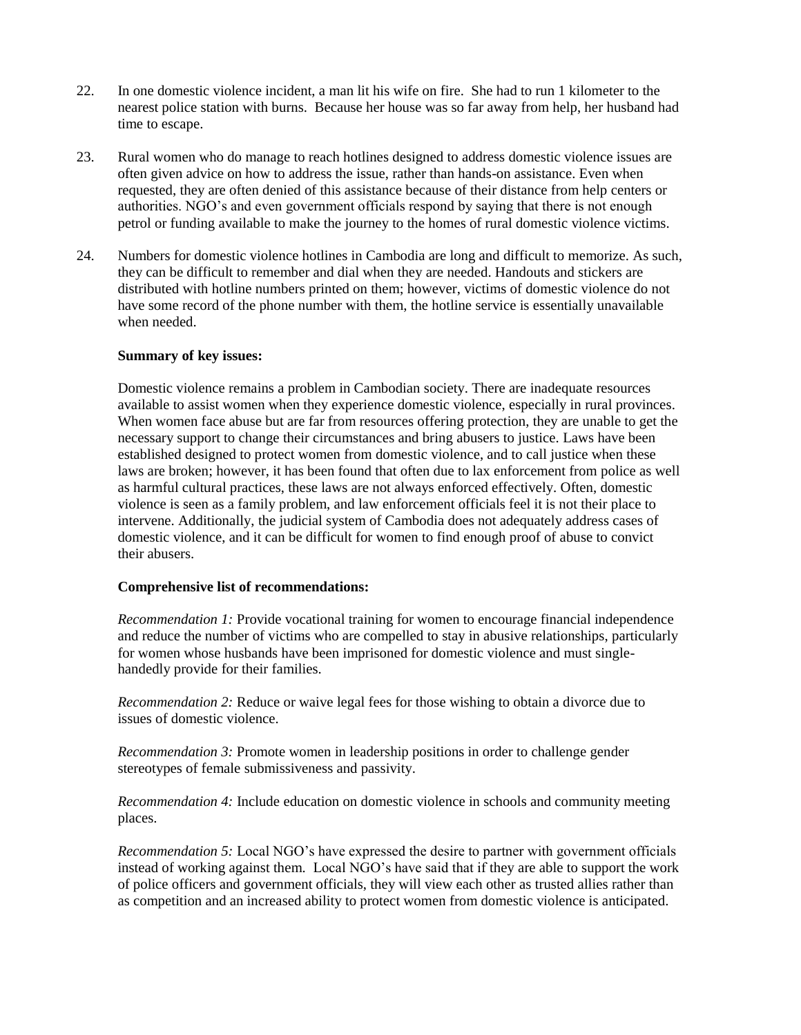22. In one domestic violence incident, a man lit his wife on fire. She had to run 1 kilometer to the nearest police station with burns. Because her house was so far away from help, her husband had time to escape.

23. Rural women who do manage to reach hotlines designed to address domestic violence issues are often given advice on how to address the issue, rather than hands-on assistance. Even when requested, they are often denied of this assistance because of their distance from help centers or authorities. NGO's and even government officials respond by saying that there is not enough petrol or funding available to make the journey to the homes of rural domestic violence victims.

24. Numbers for domestic violence hotlines in Cambodia are long and difficult to memorize. As such, they can be difficult to remember and dial when they are needed. Handouts and stickers are distributed with hotline numbers printed on them; however, victims of domestic violence do not have some record of the phone number with them, the hotline service is essentially unavailable when needed.

**Summary of key issues:**

Domestic violence remains a problem in Cambodian society. There are inadequate resources available to assist women when they experience domestic violence, especially in rural provinces. When women face abuse but are far from resources offering protection, they are unable to get the necessary support to change their circumstances and bring abusers to justice. Laws have been established designed to protect women from domestic violence, and to call justice when these laws are broken; however, it has been found that often due to lax enforcement from police as well as harmful cultural practices, these laws are not always enforced effectively. Often, domestic violence is seen as a family problem, and law enforcement officials feel it is not their place to intervene. Additionally, the judicial system of Cambodia does not adequately address cases of domestic violence, and it can be difficult for women to find enough proof of abuse to convict their abusers.

**Comprehensive list of recommendations:**

*Recommendation 1:* Provide vocational training for women to encourage financial independence and reduce the number of victims who are compelled to stay in abusive relationships, particularly for women whose husbands have been imprisoned for domestic violence and must single-handedly provide for their families.

*Recommendation 2:* Reduce or waive legal fees for those wishing to obtain a divorce due to issues of domestic violence.

*Recommendation 3:* Promote women in leadership positions in order to challenge gender stereotypes of female submissiveness and passivity.

*Recommendation 4:* Include education on domestic violence in schools and community meeting places.

*Recommendation 5:* Local NGO's have expressed the desire to partner with government officials instead of working against them. Local NGO's have said that if they are able to support the work of police officers and government officials, they will view each other as trusted allies rather than as competition and an increased ability to protect women from domestic violence is anticipated.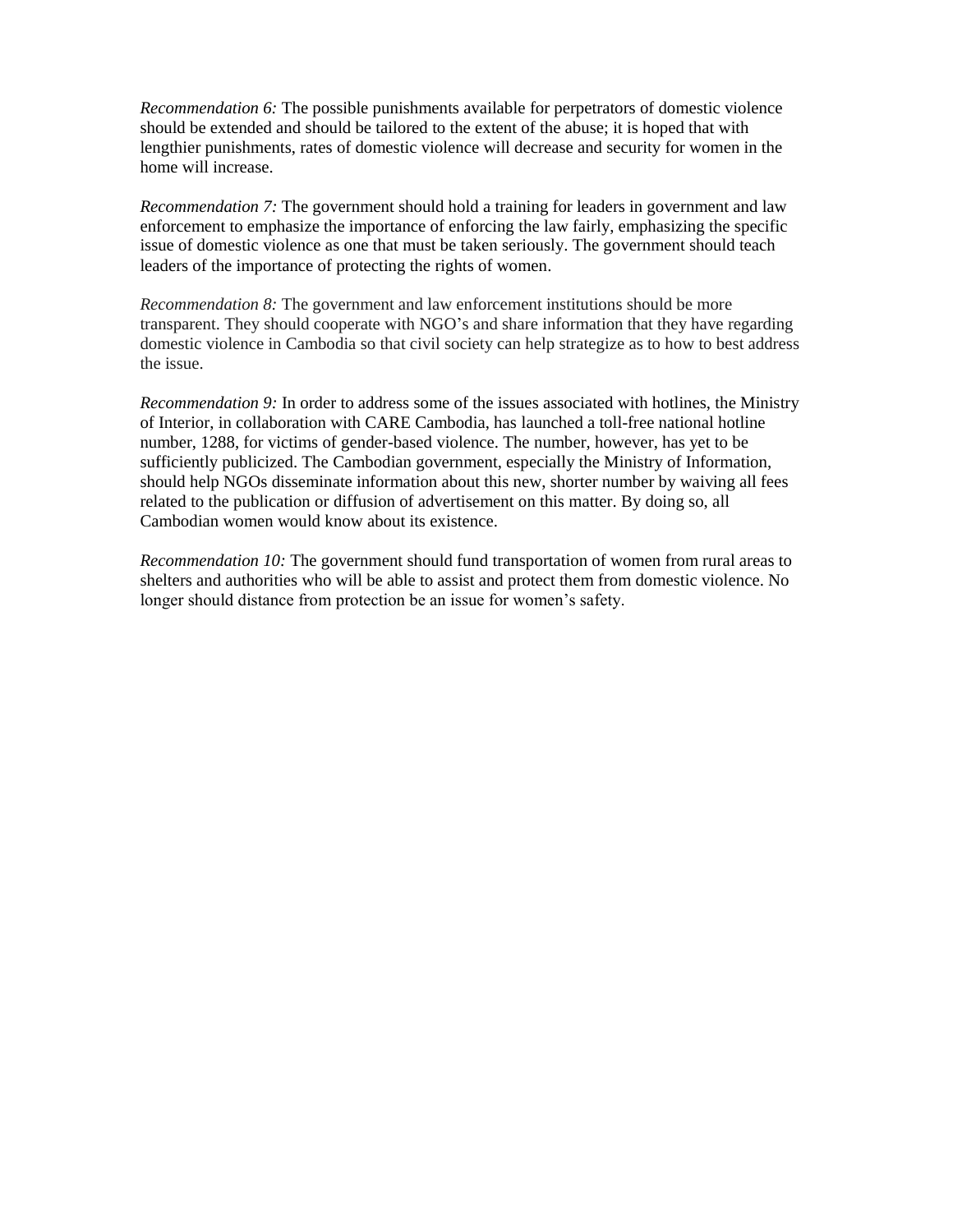*Recommendation 6:* The possible punishments available for perpetrators of domestic violence should be extended and should be tailored to the extent of the abuse; it is hoped that with lengthier punishments, rates of domestic violence will decrease and security for women in the home will increase.

*Recommendation 7:* The government should hold a training for leaders in government and law enforcement to emphasize the importance of enforcing the law fairly, emphasizing the specific issue of domestic violence as one that must be taken seriously. The government should teach leaders of the importance of protecting the rights of women.

*Recommendation 8:* The government and law enforcement institutions should be more transparent. They should cooperate with NGO's and share information that they have regarding domestic violence in Cambodia so that civil society can help strategize as to how to best address the issue.

*Recommendation 9:* In order to address some of the issues associated with hotlines, the Ministry of Interior, in collaboration with CARE Cambodia, has launched a toll-free national hotline number, 1288, for victims of gender-based violence. The number, however, has yet to be sufficiently publicized. The Cambodian government, especially the Ministry of Information, should help NGOs disseminate information about this new, shorter number by waiving all fees related to the publication or diffusion of advertisement on this matter. By doing so, all Cambodian women would know about its existence.

*Recommendation 10:* The government should fund transportation of women from rural areas to shelters and authorities who will be able to assist and protect them from domestic violence. No longer should distance from protection be an issue for women's safety.